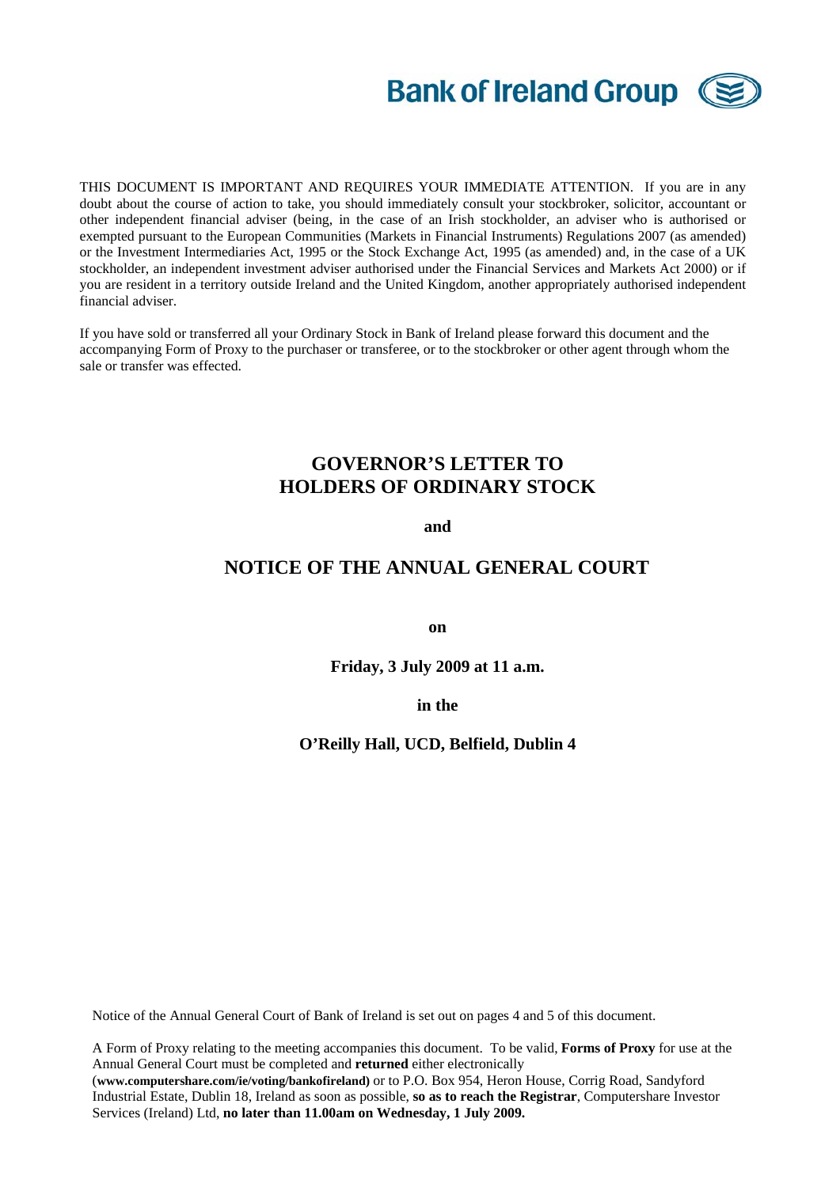**Bank of Ireland Group**

THIS DOCUMENT IS IMPORTANT AND REQUIRES YOUR IMMEDIATE ATTENTION. If you are in any doubt about the course of action to take, you should immediately consult your stockbroker, solicitor, accountant or other independent financial adviser (being, in the case of an Irish stockholder, an adviser who is authorised or exempted pursuant to the European Communities (Markets in Financial Instruments) Regulations 2007 (as amended) or the Investment Intermediaries Act, 1995 or the Stock Exchange Act, 1995 (as amended) and, in the case of a UK stockholder, an independent investment adviser authorised under the Financial Services and Markets Act 2000) or if you are resident in a territory outside Ireland and the United Kingdom, another appropriately authorised independent financial adviser.

If you have sold or transferred all your Ordinary Stock in Bank of Ireland please forward this document and the accompanying Form of Proxy to the purchaser or transferee, or to the stockbroker or other agent through whom the sale or transfer was effected.

# GOVERNOR'S LETTER TO HOLDERS OF ORDINARY STOCK

**and**

# NOTICE OF THE ANNUAL GENERAL COURT

**on**

**Friday, 3 July 2009 at 11 a.m.**

**in the**

**O'Reilly Hall, UCD, Belfield, Dublin 4**

Notice of the Annual General Court of Bank of Ireland is set out on pages 4 and 5 of this document.

A Form of Proxy relating to the meeting accompanies this document. To be valid, **Forms of Proxy** for use at the Annual General Court must be completed and **returned** either electronically (**www.computershare.com/ie/voting/bankofireland)** or to P.O. Box 954, Heron House, Corrig Road, Sandyford Industrial Estate, Dublin 18, Ireland as soon as possible, **so as to reach the Registrar**, Computershare Investor Services (Ireland) Ltd, **no later than 11.00am on Wednesday, 1 July 2009.**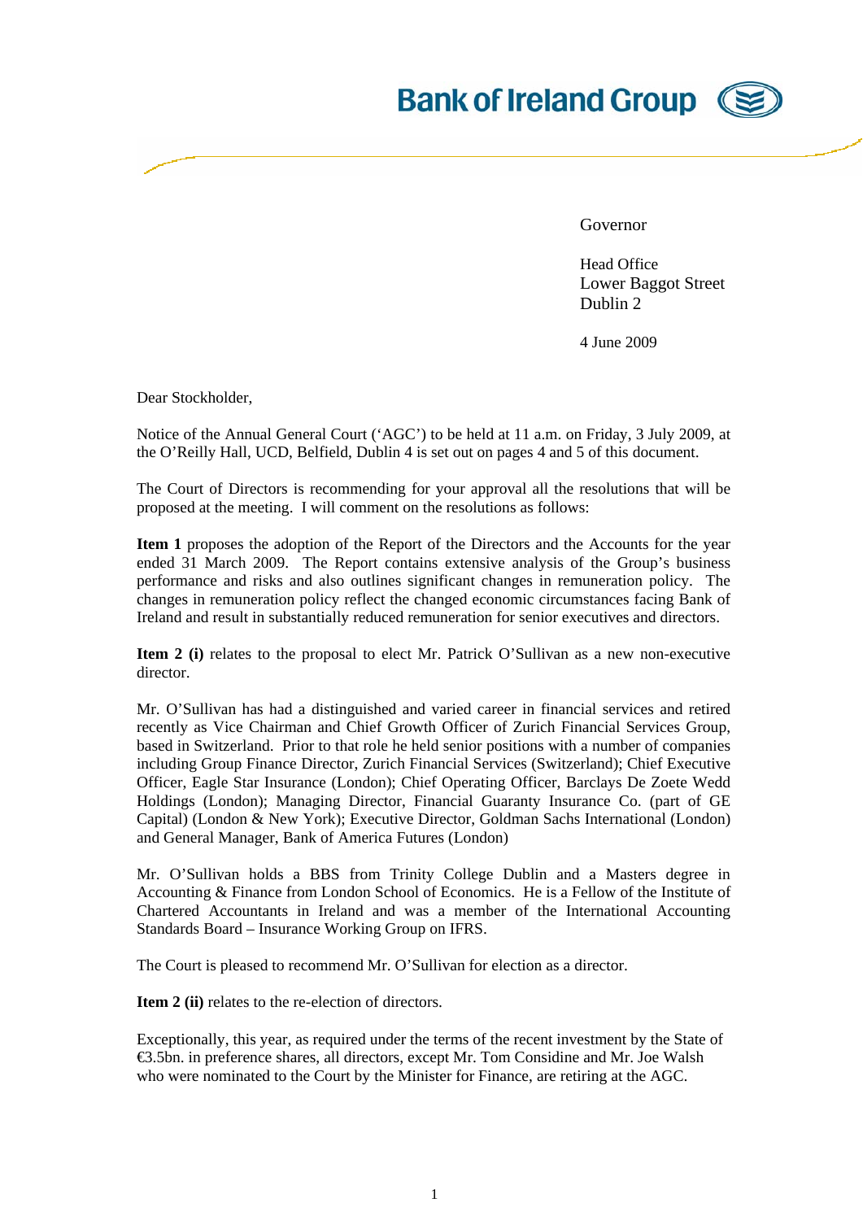Bank of Ireland Group

Governor

Head Office
Lower Baggot Street
Dublin 2

4 June 2009

Dear Stockholder,

Notice of the Annual General Court ('AGC') to be held at 11 a.m. on Friday, 3 July 2009, at the O'Reilly Hall, UCD, Belfield, Dublin 4 is set out on pages 4 and 5 of this document.

The Court of Directors is recommending for your approval all the resolutions that will be proposed at the meeting. I will comment on the resolutions as follows:

**Item 1** proposes the adoption of the Report of the Directors and the Accounts for the year ended 31 March 2009. The Report contains extensive analysis of the Group's business performance and risks and also outlines significant changes in remuneration policy. The changes in remuneration policy reflect the changed economic circumstances facing Bank of Ireland and result in substantially reduced remuneration for senior executives and directors.

**Item 2 (i)** relates to the proposal to elect Mr. Patrick O'Sullivan as a new non-executive director.

Mr. O'Sullivan has had a distinguished and varied career in financial services and retired recently as Vice Chairman and Chief Growth Officer of Zurich Financial Services Group, based in Switzerland. Prior to that role he held senior positions with a number of companies including Group Finance Director, Zurich Financial Services (Switzerland); Chief Executive Officer, Eagle Star Insurance (London); Chief Operating Officer, Barclays De Zoete Wedd Holdings (London); Managing Director, Financial Guaranty Insurance Co. (part of GE Capital) (London & New York); Executive Director, Goldman Sachs International (London) and General Manager, Bank of America Futures (London)

Mr. O'Sullivan holds a BBS from Trinity College Dublin and a Masters degree in Accounting & Finance from London School of Economics. He is a Fellow of the Institute of Chartered Accountants in Ireland and was a member of the International Accounting Standards Board – Insurance Working Group on IFRS.

The Court is pleased to recommend Mr. O'Sullivan for election as a director.

**Item 2 (ii)** relates to the re-election of directors.

Exceptionally, this year, as required under the terms of the recent investment by the State of €3.5bn. in preference shares, all directors, except Mr. Tom Considine and Mr. Joe Walsh who were nominated to the Court by the Minister for Finance, are retiring at the AGC.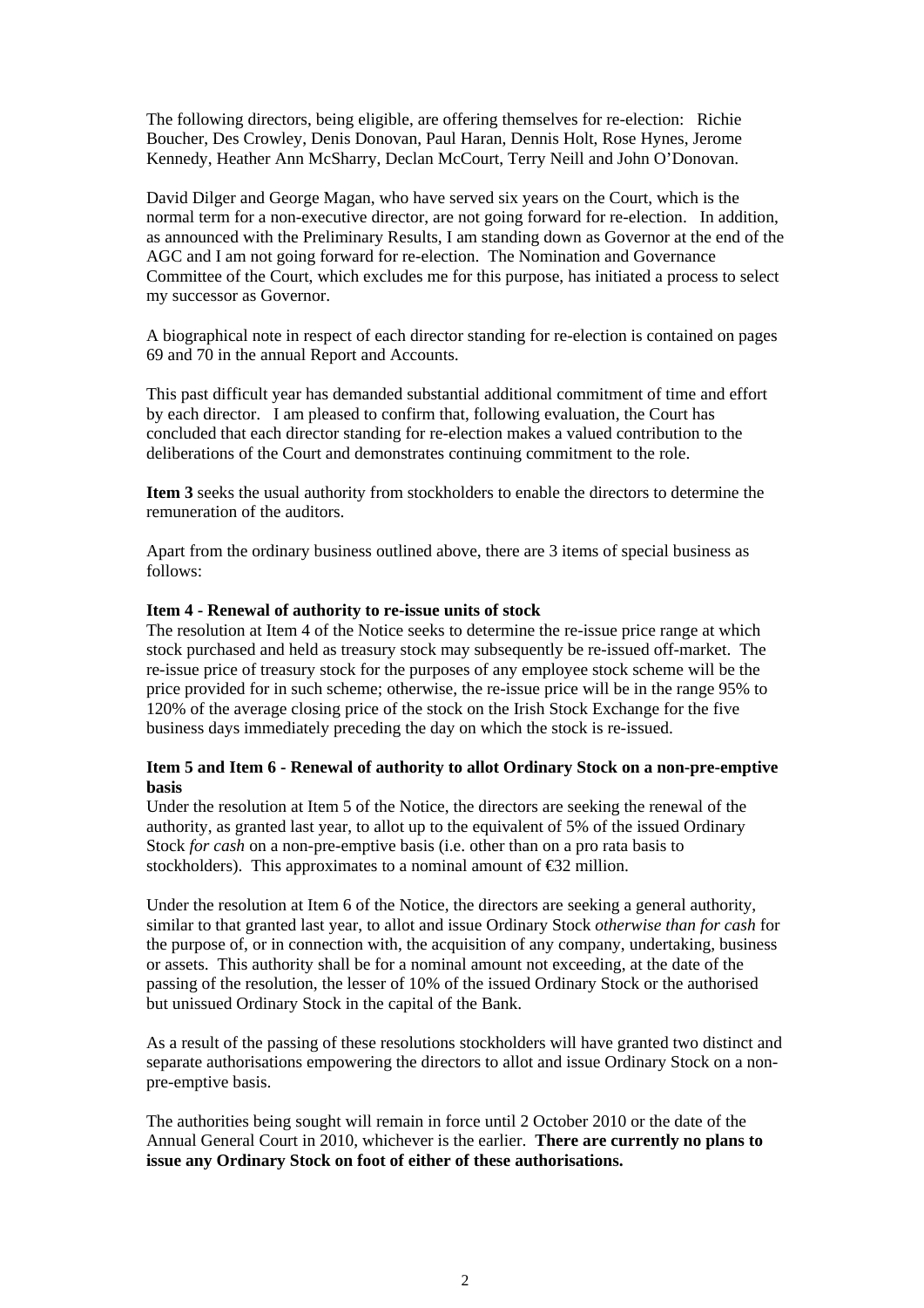The following directors, being eligible, are offering themselves for re-election: Richie Boucher, Des Crowley, Denis Donovan, Paul Haran, Dennis Holt, Rose Hynes, Jerome Kennedy, Heather Ann McSharry, Declan McCourt, Terry Neill and John O'Donovan.

David Dilger and George Magan, who have served six years on the Court, which is the normal term for a non-executive director, are not going forward for re-election. In addition, as announced with the Preliminary Results, I am standing down as Governor at the end of the AGC and I am not going forward for re-election. The Nomination and Governance Committee of the Court, which excludes me for this purpose, has initiated a process to select my successor as Governor.

A biographical note in respect of each director standing for re-election is contained on pages 69 and 70 in the annual Report and Accounts.

This past difficult year has demanded substantial additional commitment of time and effort by each director. I am pleased to confirm that, following evaluation, the Court has concluded that each director standing for re-election makes a valued contribution to the deliberations of the Court and demonstrates continuing commitment to the role.

**Item 3** seeks the usual authority from stockholders to enable the directors to determine the remuneration of the auditors.

Apart from the ordinary business outlined above, there are 3 items of special business as follows:

**Item 4 - Renewal of authority to re-issue units of stock**

The resolution at Item 4 of the Notice seeks to determine the re-issue price range at which stock purchased and held as treasury stock may subsequently be re-issued off-market. The re-issue price of treasury stock for the purposes of any employee stock scheme will be the price provided for in such scheme; otherwise, the re-issue price will be in the range 95% to 120% of the average closing price of the stock on the Irish Stock Exchange for the five business days immediately preceding the day on which the stock is re-issued.

**Item 5 and Item 6 - Renewal of authority to allot Ordinary Stock on a non-pre-emptive basis**

Under the resolution at Item 5 of the Notice, the directors are seeking the renewal of the authority, as granted last year, to allot up to the equivalent of 5% of the issued Ordinary Stock *for cash* on a non-pre-emptive basis (i.e. other than on a pro rata basis to stockholders). This approximates to a nominal amount of €32 million.

Under the resolution at Item 6 of the Notice, the directors are seeking a general authority, similar to that granted last year, to allot and issue Ordinary Stock *otherwise than for cash* for the purpose of, or in connection with, the acquisition of any company, undertaking, business or assets. This authority shall be for a nominal amount not exceeding, at the date of the passing of the resolution, the lesser of 10% of the issued Ordinary Stock or the authorised but unissued Ordinary Stock in the capital of the Bank.

As a result of the passing of these resolutions stockholders will have granted two distinct and separate authorisations empowering the directors to allot and issue Ordinary Stock on a non-pre-emptive basis.

The authorities being sought will remain in force until 2 October 2010 or the date of the Annual General Court in 2010, whichever is the earlier. **There are currently no plans to issue any Ordinary Stock on foot of either of these authorisations.**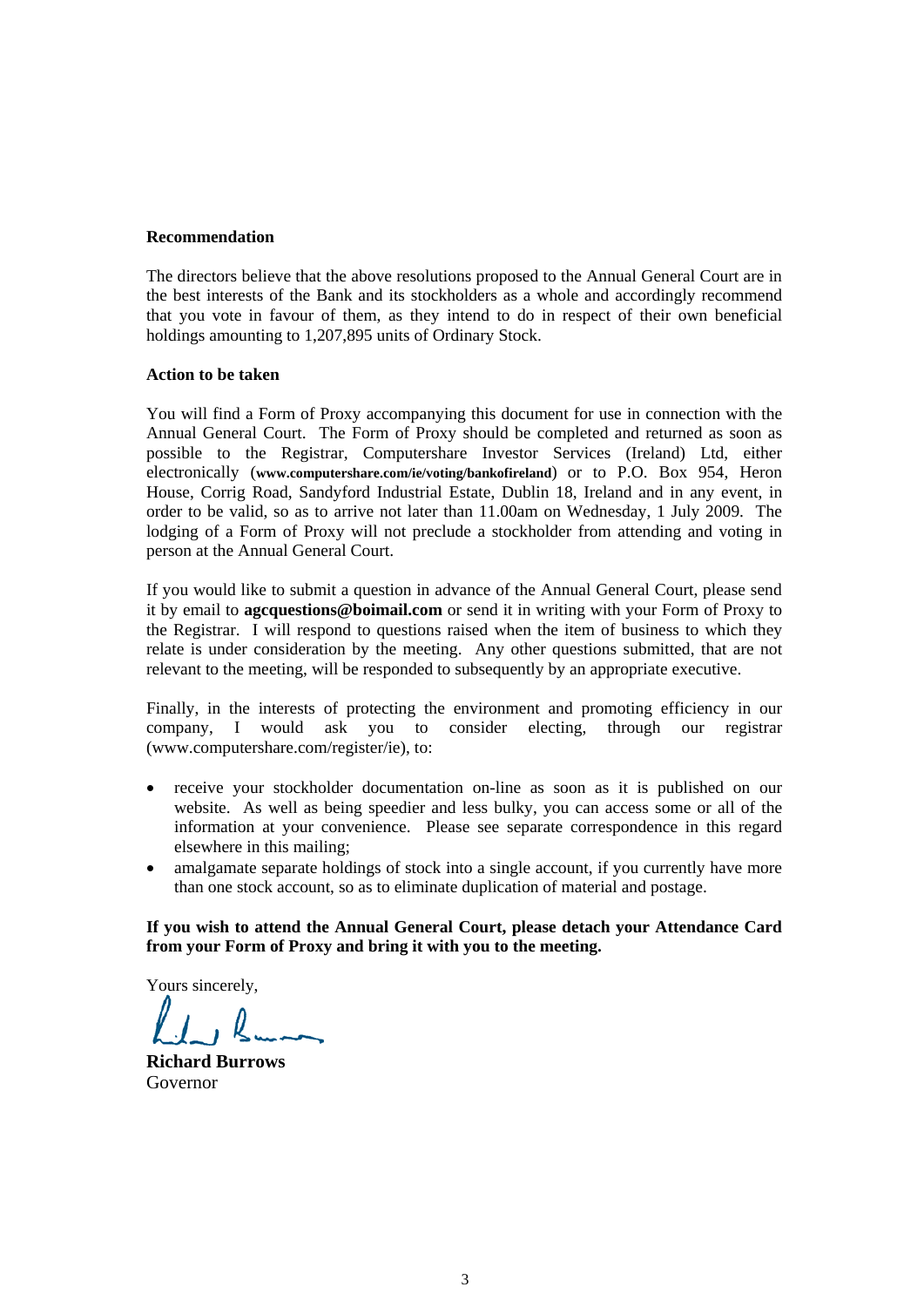**Recommendation**

The directors believe that the above resolutions proposed to the Annual General Court are in the best interests of the Bank and its stockholders as a whole and accordingly recommend that you vote in favour of them, as they intend to do in respect of their own beneficial holdings amounting to 1,207,895 units of Ordinary Stock.

**Action to be taken**

You will find a Form of Proxy accompanying this document for use in connection with the Annual General Court. The Form of Proxy should be completed and returned as soon as possible to the Registrar, Computershare Investor Services (Ireland) Ltd, either electronically (**www.computershare.com/ie/voting/bankofireland**) or to P.O. Box 954, Heron House, Corrig Road, Sandyford Industrial Estate, Dublin 18, Ireland and in any event, in order to be valid, so as to arrive not later than 11.00am on Wednesday, 1 July 2009. The lodging of a Form of Proxy will not preclude a stockholder from attending and voting in person at the Annual General Court.

If you would like to submit a question in advance of the Annual General Court, please send it by email to **agcquestions@boimail.com** or send it in writing with your Form of Proxy to the Registrar. I will respond to questions raised when the item of business to which they relate is under consideration by the meeting. Any other questions submitted, that are not relevant to the meeting, will be responded to subsequently by an appropriate executive.

Finally, in the interests of protecting the environment and promoting efficiency in our company, I would ask you to consider electing, through our registrar (www.computershare.com/register/ie), to:

- receive your stockholder documentation on-line as soon as it is published on our website. As well as being speedier and less bulky, you can access some or all of the information at your convenience. Please see separate correspondence in this regard elsewhere in this mailing;
- amalgamate separate holdings of stock into a single account, if you currently have more than one stock account, so as to eliminate duplication of material and postage.

**If you wish to attend the Annual General Court, please detach your Attendance Card from your Form of Proxy and bring it with you to the meeting.**

Yours sincerely,

**Richard Burrows**
Governor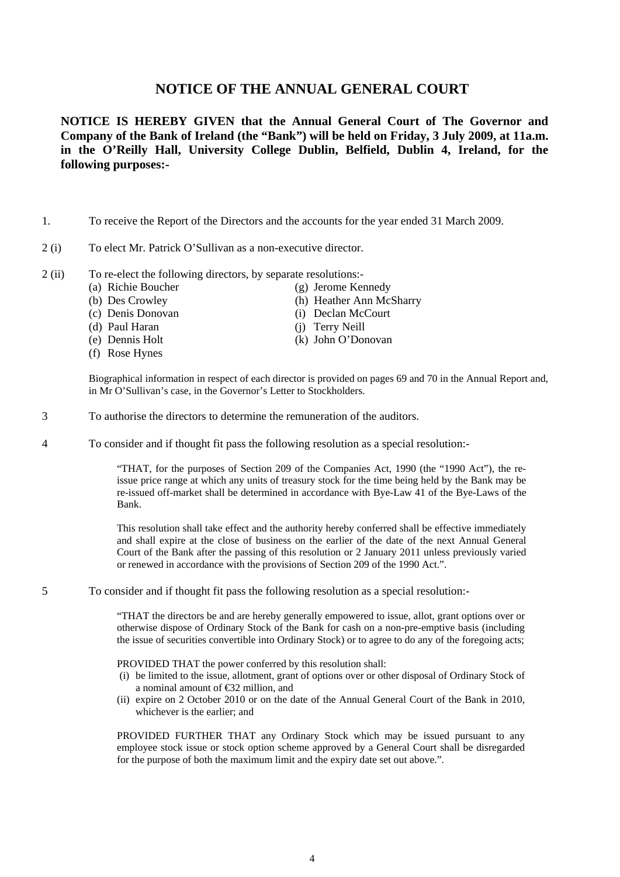# NOTICE OF THE ANNUAL GENERAL COURT

**NOTICE IS HEREBY GIVEN that the Annual General Court of The Governor and Company of the Bank of Ireland (the "Bank") will be held on Friday, 3 July 2009, at 11a.m. in the O'Reilly Hall, University College Dublin, Belfield, Dublin 4, Ireland, for the following purposes:-**

1. To receive the Report of the Directors and the accounts for the year ended 31 March 2009.

2 (i) To elect Mr. Patrick O'Sullivan as a non-executive director.

2 (ii) To re-elect the following directors, by separate resolutions:-

(a) Richie Boucher
(b) Des Crowley
(c) Denis Donovan
(d) Paul Haran
(e) Dennis Holt
(f) Rose Hynes
(g) Jerome Kennedy
(h) Heather Ann McSharry
(i) Declan McCourt
(j) Terry Neill
(k) John O'Donovan

Biographical information in respect of each director is provided on pages 69 and 70 in the Annual Report and, in Mr O'Sullivan's case, in the Governor's Letter to Stockholders.

3 To authorise the directors to determine the remuneration of the auditors.

4 To consider and if thought fit pass the following resolution as a special resolution:-

"THAT, for the purposes of Section 209 of the Companies Act, 1990 (the "1990 Act"), the re-issue price range at which any units of treasury stock for the time being held by the Bank may be re-issued off-market shall be determined in accordance with Bye-Law 41 of the Bye-Laws of the Bank.

This resolution shall take effect and the authority hereby conferred shall be effective immediately and shall expire at the close of business on the earlier of the date of the next Annual General Court of the Bank after the passing of this resolution or 2 January 2011 unless previously varied or renewed in accordance with the provisions of Section 209 of the 1990 Act.".

5 To consider and if thought fit pass the following resolution as a special resolution:-

"THAT the directors be and are hereby generally empowered to issue, allot, grant options over or otherwise dispose of Ordinary Stock of the Bank for cash on a non-pre-emptive basis (including the issue of securities convertible into Ordinary Stock) or to agree to do any of the foregoing acts;

PROVIDED THAT the power conferred by this resolution shall:

(i) be limited to the issue, allotment, grant of options over or other disposal of Ordinary Stock of a nominal amount of €32 million, and
(ii) expire on 2 October 2010 or on the date of the Annual General Court of the Bank in 2010, whichever is the earlier; and

PROVIDED FURTHER THAT any Ordinary Stock which may be issued pursuant to any employee stock issue or stock option scheme approved by a General Court shall be disregarded for the purpose of both the maximum limit and the expiry date set out above.".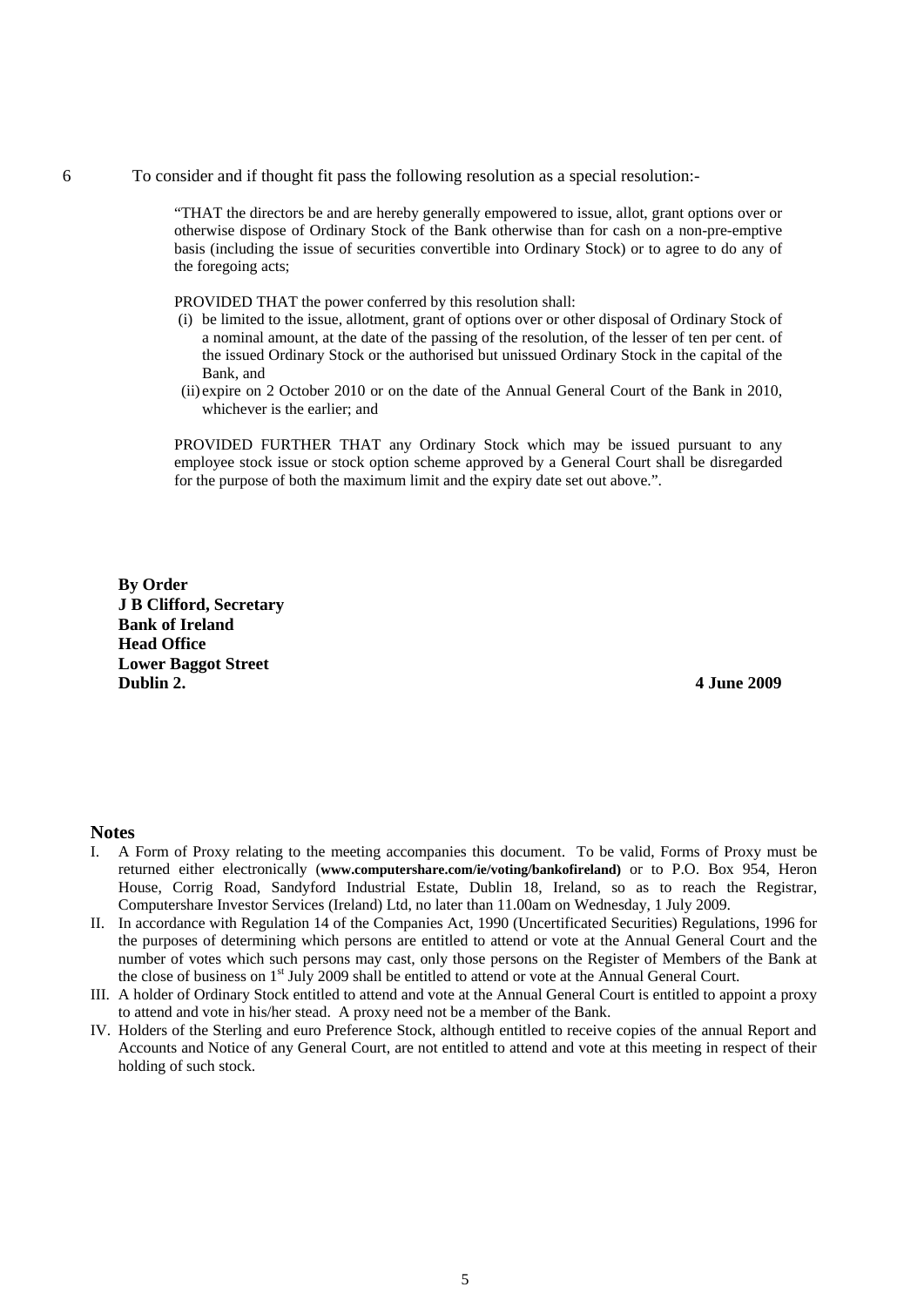6 To consider and if thought fit pass the following resolution as a special resolution:-

> "THAT the directors be and are hereby generally empowered to issue, allot, grant options over or otherwise dispose of Ordinary Stock of the Bank otherwise than for cash on a non-pre-emptive basis (including the issue of securities convertible into Ordinary Stock) or to agree to do any of the foregoing acts;
>
> PROVIDED THAT the power conferred by this resolution shall:
>
> (i) be limited to the issue, allotment, grant of options over or other disposal of Ordinary Stock of a nominal amount, at the date of the passing of the resolution, of the lesser of ten per cent. of the issued Ordinary Stock or the authorised but unissued Ordinary Stock in the capital of the Bank, and
>
> (ii) expire on 2 October 2010 or on the date of the Annual General Court of the Bank in 2010, whichever is the earlier; and
>
> PROVIDED FURTHER THAT any Ordinary Stock which may be issued pursuant to any employee stock issue or stock option scheme approved by a General Court shall be disregarded for the purpose of both the maximum limit and the expiry date set out above.".

**By Order**
**J B Clifford, Secretary**
**Bank of Ireland**
**Head Office**
**Lower Baggot Street**
**Dublin 2.**

**4 June 2009**

## Notes

I. A Form of Proxy relating to the meeting accompanies this document. To be valid, Forms of Proxy must be returned either electronically (**www.computershare.com/ie/voting/bankofireland**) or to P.O. Box 954, Heron House, Corrig Road, Sandyford Industrial Estate, Dublin 18, Ireland, so as to reach the Registrar, Computershare Investor Services (Ireland) Ltd, no later than 11.00am on Wednesday, 1 July 2009.

II. In accordance with Regulation 14 of the Companies Act, 1990 (Uncertificated Securities) Regulations, 1996 for the purposes of determining which persons are entitled to attend or vote at the Annual General Court and the number of votes which such persons may cast, only those persons on the Register of Members of the Bank at the close of business on 1st July 2009 shall be entitled to attend or vote at the Annual General Court.

III. A holder of Ordinary Stock entitled to attend and vote at the Annual General Court is entitled to appoint a proxy to attend and vote in his/her stead. A proxy need not be a member of the Bank.

IV. Holders of the Sterling and euro Preference Stock, although entitled to receive copies of the annual Report and Accounts and Notice of any General Court, are not entitled to attend and vote at this meeting in respect of their holding of such stock.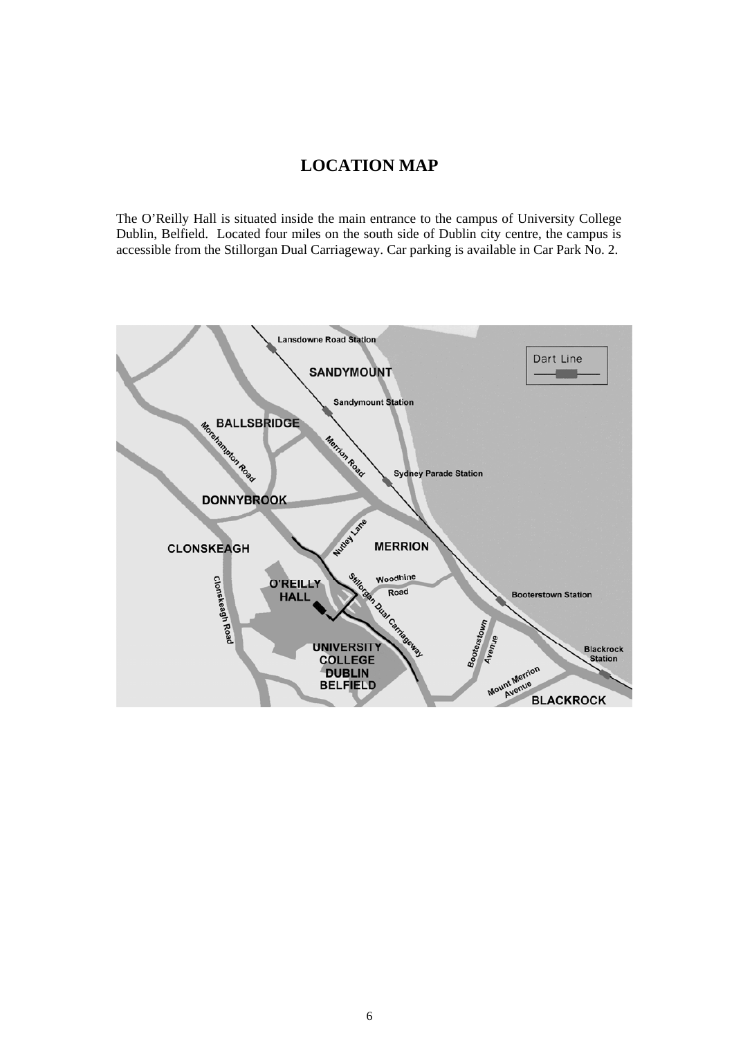# LOCATION MAP

The O'Reilly Hall is situated inside the main entrance to the campus of University College Dublin, Belfield. Located four miles on the south side of Dublin city centre, the campus is accessible from the Stillorgan Dual Carriageway. Car parking is available in Car Park No. 2.

Lansdowne Road Station
Dart Line
SANDYMOUNT
Sandymount Station
BALLSBRIDGE
Morehampton Road
Merrion Road
Sydney Parade Station
DONNYBROOK
Nutley Lane
MERRION
CLONSKEAGH
Clonskeagh Road
O'REILLY HALL
Stillorgan Dual Carriageway
Woodbine Road
Booterstown Station
Booterstown Avenue
UNIVERSITY COLLEGE DUBLIN BELFIELD
Mount Merrion Avenue
Blackrock Station
BLACKROCK